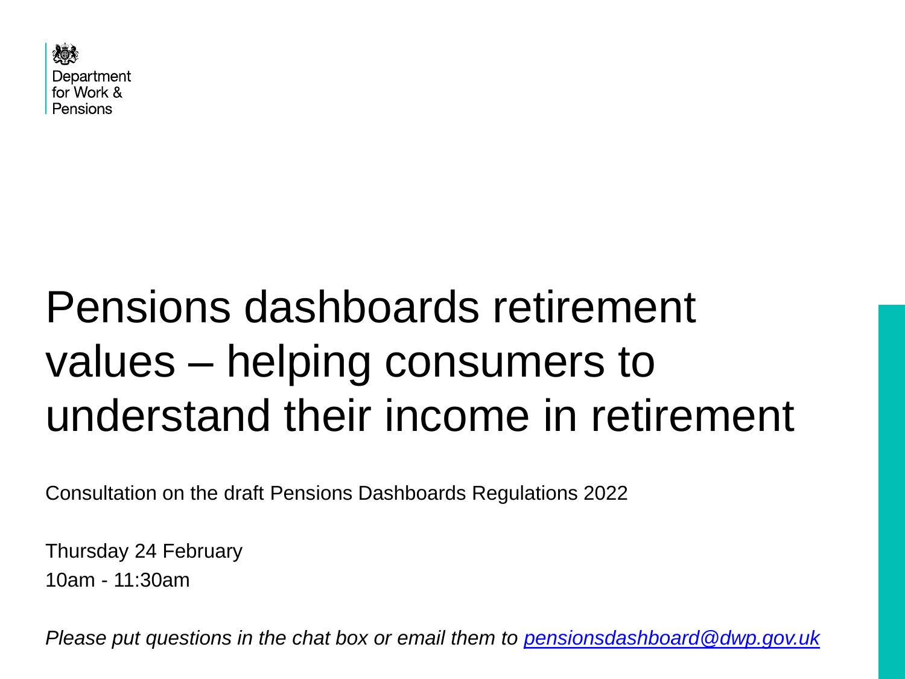Department for Work & Pensions

# Pensions dashboards retirement values – helping consumers to understand their income in retirement

Consultation on the draft Pensions Dashboards Regulations 2022

Thursday 24 February
10am - 11:30am

*Please put questions in the chat box or email them to pensionsdashboard@dwp.gov.uk*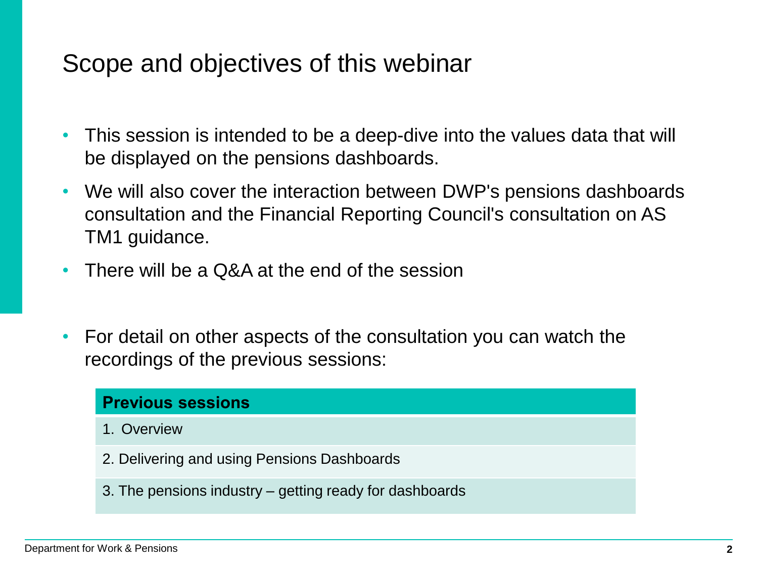# Scope and objectives of this webinar

- This session is intended to be a deep-dive into the values data that will be displayed on the pensions dashboards.
- We will also cover the interaction between DWP's pensions dashboards consultation and the Financial Reporting Council's consultation on AS TM1 guidance.
- There will be a Q&A at the end of the session
- For detail on other aspects of the consultation you can watch the recordings of the previous sessions:

| **Previous sessions** |
| --- |
| 1. Overview |
| 2. Delivering and using Pensions Dashboards |
| 3. The pensions industry – getting ready for dashboards |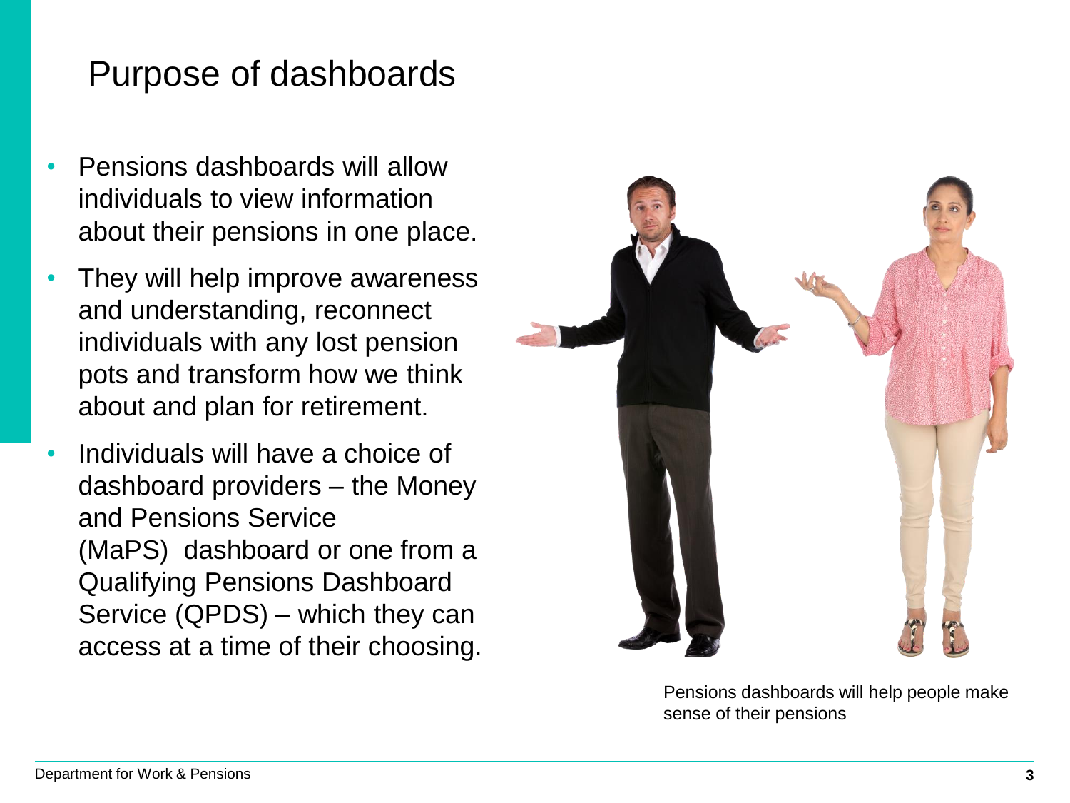# Purpose of dashboards

- Pensions dashboards will allow individuals to view information about their pensions in one place.
- They will help improve awareness and understanding, reconnect individuals with any lost pension pots and transform how we think about and plan for retirement.
- Individuals will have a choice of dashboard providers – the Money and Pensions Service (MaPS) dashboard or one from a Qualifying Pensions Dashboard Service (QPDS) – which they can access at a time of their choosing.

Pensions dashboards will help people make sense of their pensions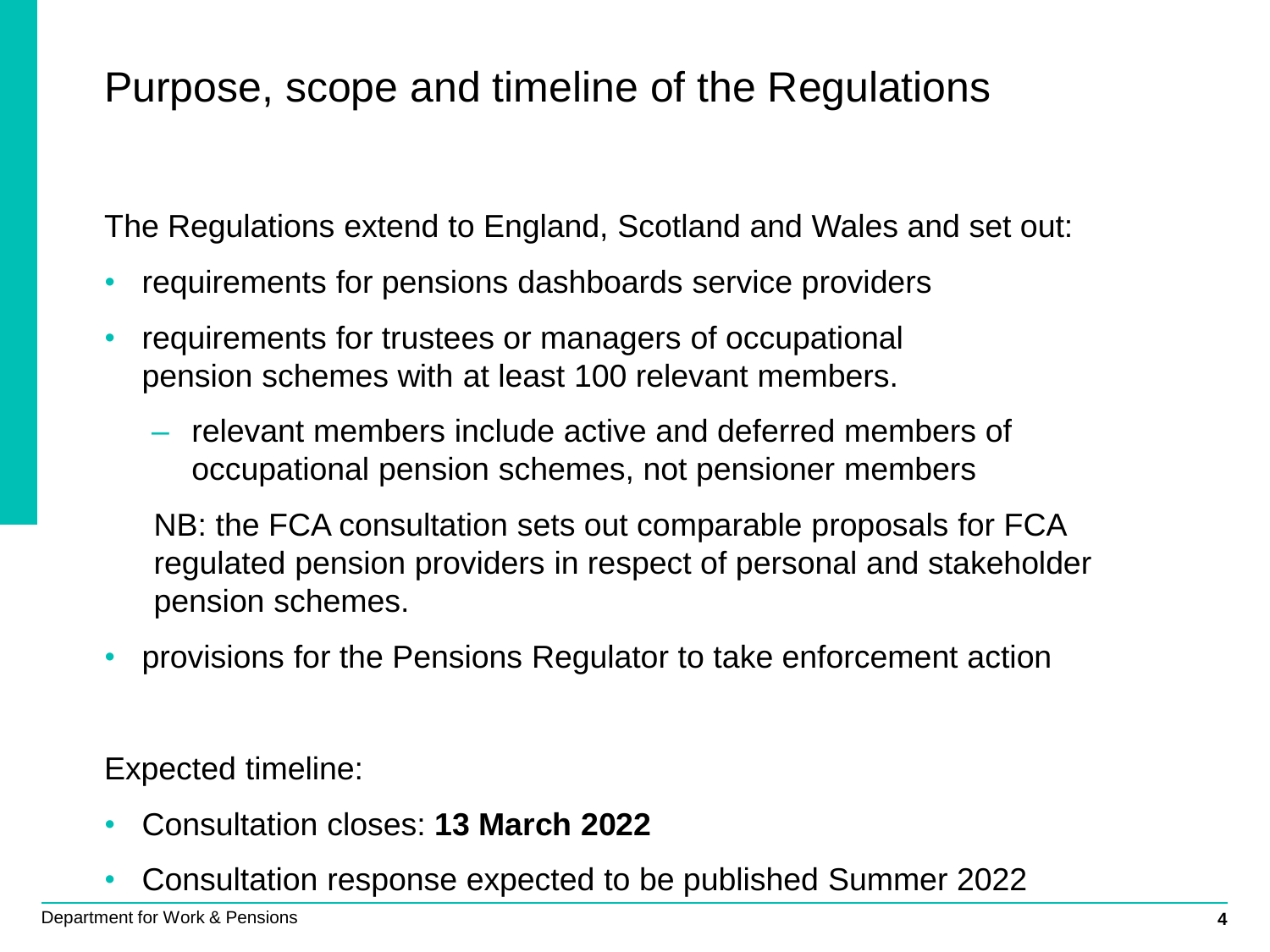# Purpose, scope and timeline of the Regulations

The Regulations extend to England, Scotland and Wales and set out:

- requirements for pensions dashboards service providers
- requirements for trustees or managers of occupational pension schemes with at least 100 relevant members.
  - relevant members include active and deferred members of occupational pension schemes, not pensioner members

  NB: the FCA consultation sets out comparable proposals for FCA regulated pension providers in respect of personal and stakeholder pension schemes.
- provisions for the Pensions Regulator to take enforcement action

Expected timeline:

- Consultation closes: **13 March 2022**
- Consultation response expected to be published Summer 2022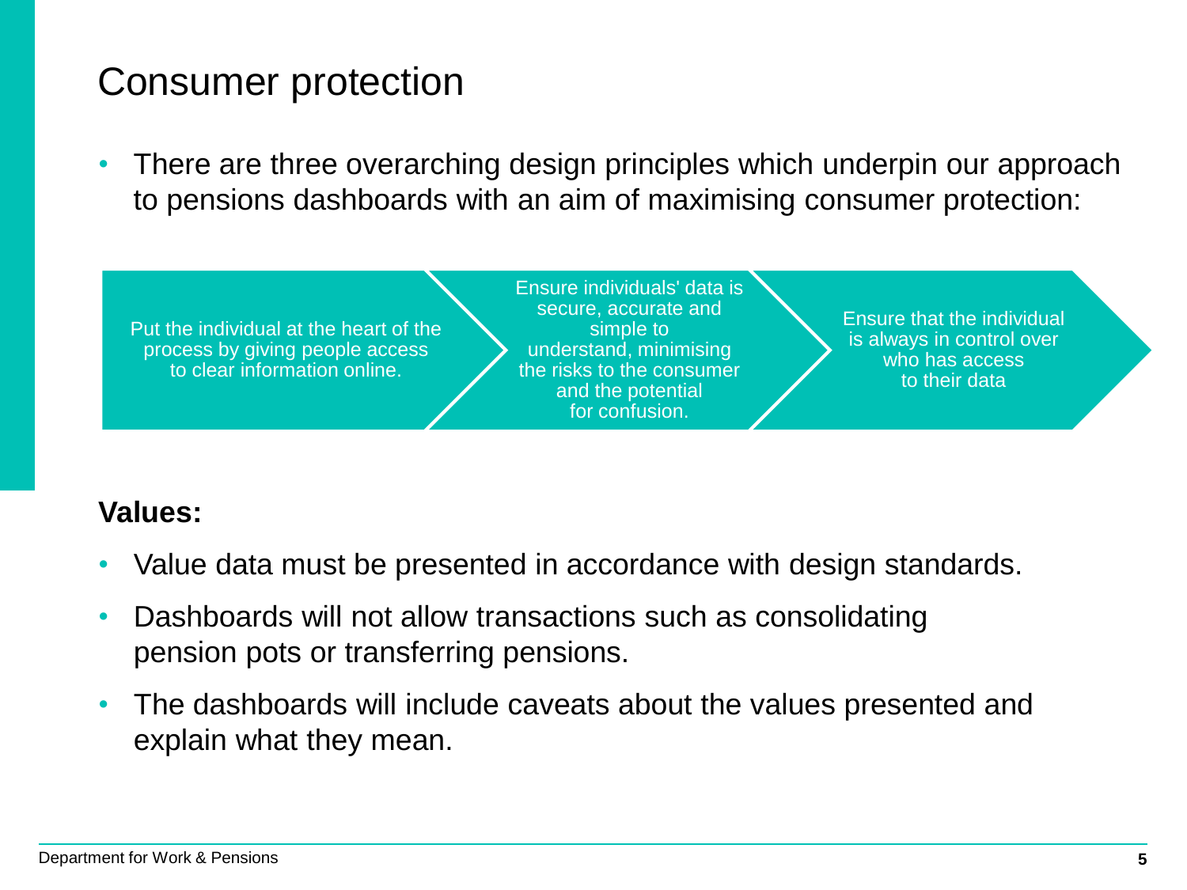# Consumer protection

- There are three overarching design principles which underpin our approach to pensions dashboards with an aim of maximising consumer protection:

1. Put the individual at the heart of the process by giving people access to clear information online.
2. Ensure individuals' data is secure, accurate and simple to understand, minimising the risks to the consumer and the potential for confusion.
3. Ensure that the individual is always in control over who has access to their data

**Values:**

- Value data must be presented in accordance with design standards.
- Dashboards will not allow transactions such as consolidating pension pots or transferring pensions.
- The dashboards will include caveats about the values presented and explain what they mean.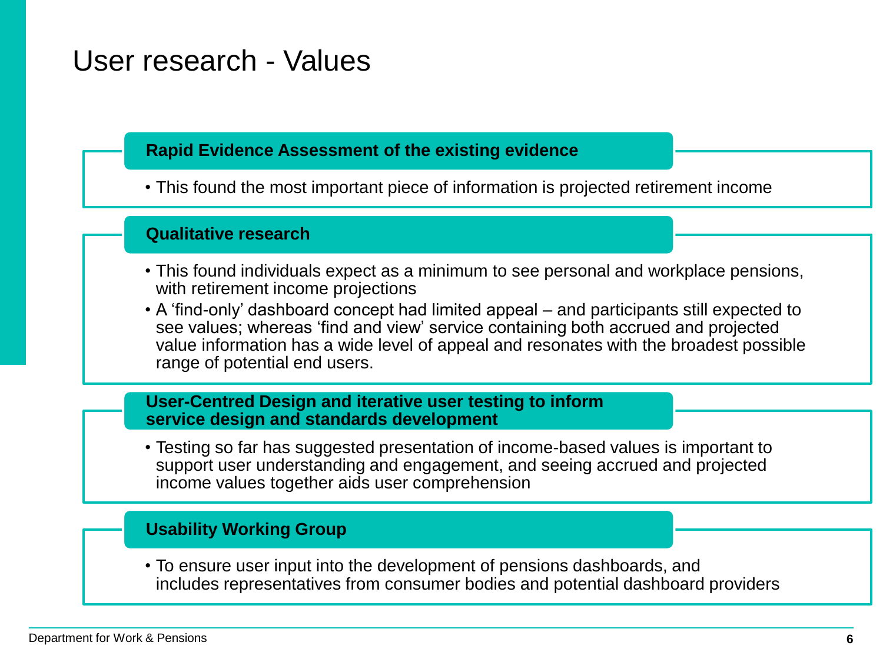# User research - Values

## Rapid Evidence Assessment of the existing evidence

- This found the most important piece of information is projected retirement income

## Qualitative research

- This found individuals expect as a minimum to see personal and workplace pensions, with retirement income projections
- A 'find-only' dashboard concept had limited appeal – and participants still expected to see values; whereas 'find and view' service containing both accrued and projected value information has a wide level of appeal and resonates with the broadest possible range of potential end users.

## User-Centred Design and iterative user testing to inform service design and standards development

- Testing so far has suggested presentation of income-based values is important to support user understanding and engagement, and seeing accrued and projected income values together aids user comprehension

## Usability Working Group

- To ensure user input into the development of pensions dashboards, and includes representatives from consumer bodies and potential dashboard providers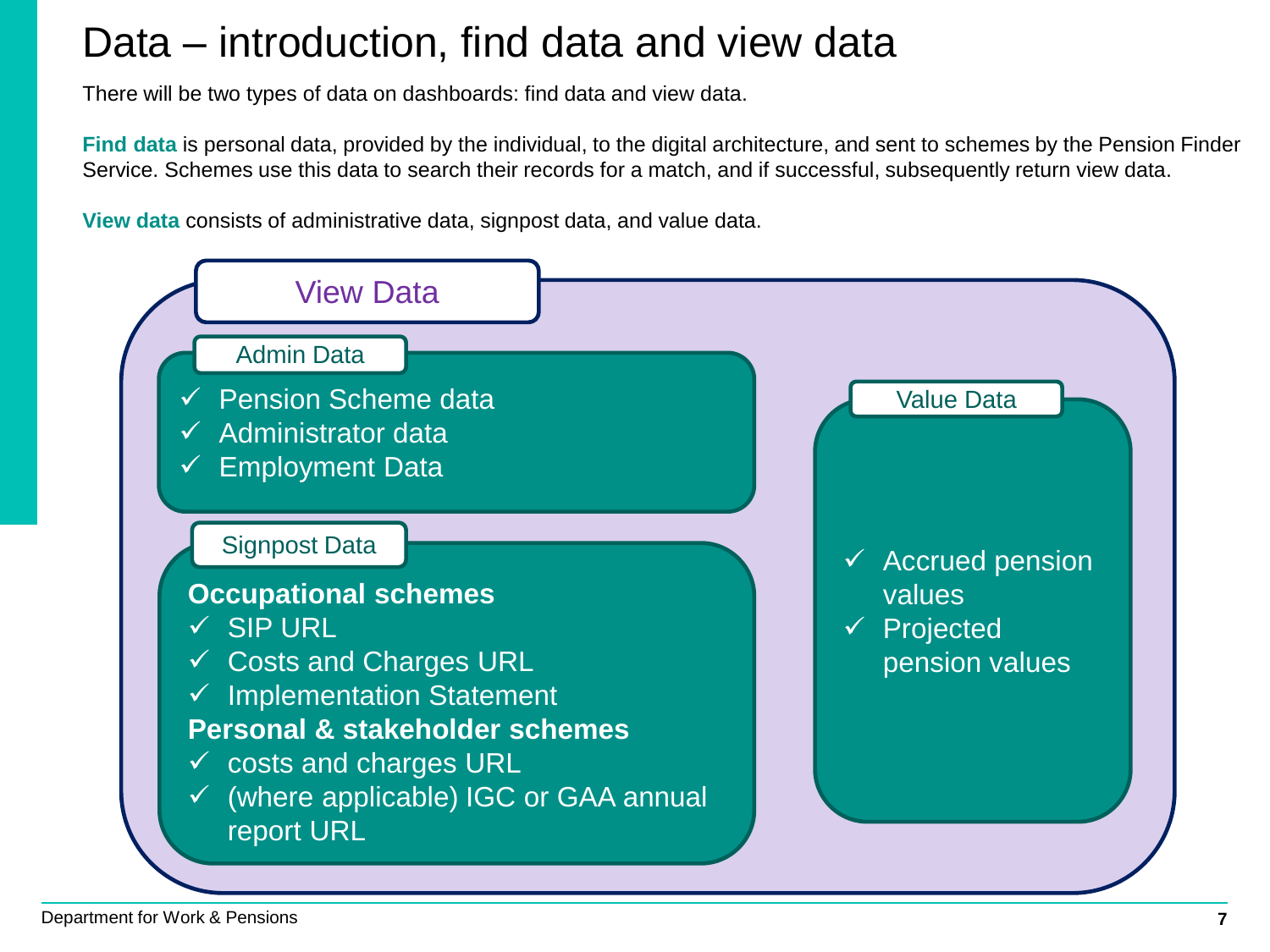# Data – introduction, find data and view data

There will be two types of data on dashboards: find data and view data.

**Find data** is personal data, provided by the individual, to the digital architecture, and sent to schemes by the Pension Finder Service. Schemes use this data to search their records for a match, and if successful, subsequently return view data.

**View data** consists of administrative data, signpost data, and value data.

## View Data

### Admin Data

- ✓ Pension Scheme data
- ✓ Administrator data
- ✓ Employment Data

### Signpost Data

**Occupational schemes**

- ✓ SIP URL
- ✓ Costs and Charges URL
- ✓ Implementation Statement

**Personal & stakeholder schemes**

- ✓ costs and charges URL
- ✓ (where applicable) IGC or GAA annual report URL

### Value Data

- ✓ Accrued pension values
- ✓ Projected pension values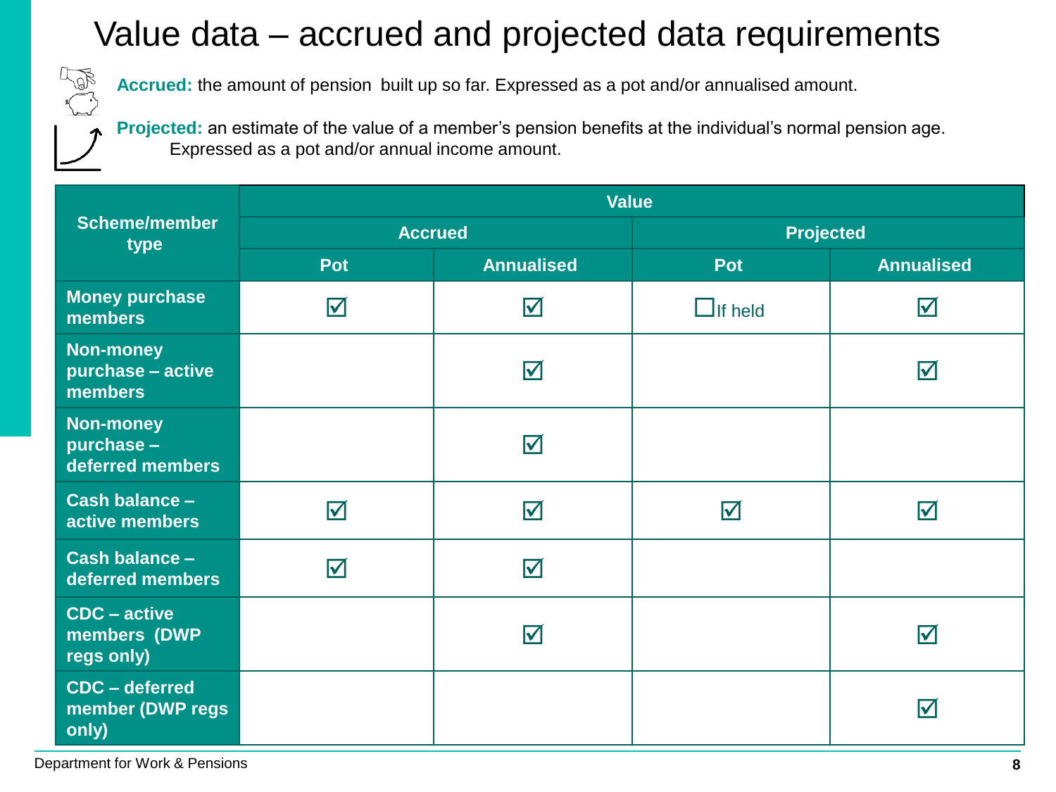# Value data – accrued and projected data requirements

**Accrued:** the amount of pension built up so far. Expressed as a pot and/or annualised amount.

**Projected:** an estimate of the value of a member's pension benefits at the individual's normal pension age. Expressed as a pot and/or annual income amount.

| Scheme/member type | Value | | | |
|---|---|---|---|---|
| | Accrued | | Projected | |
| | Pot | Annualised | Pot | Annualised |
| **Money purchase members** | ☑ | ☑ | ☐ If held | ☑ |
| **Non-money purchase – active members** | | ☑ | | ☑ |
| **Non-money purchase – deferred members** | | ☑ | | |
| **Cash balance – active members** | ☑ | ☑ | ☑ | ☑ |
| **Cash balance – deferred members** | ☑ | ☑ | | |
| **CDC – active members (DWP regs only)** | | ☑ | | ☑ |
| **CDC – deferred member (DWP regs only)** | | | | ☑ |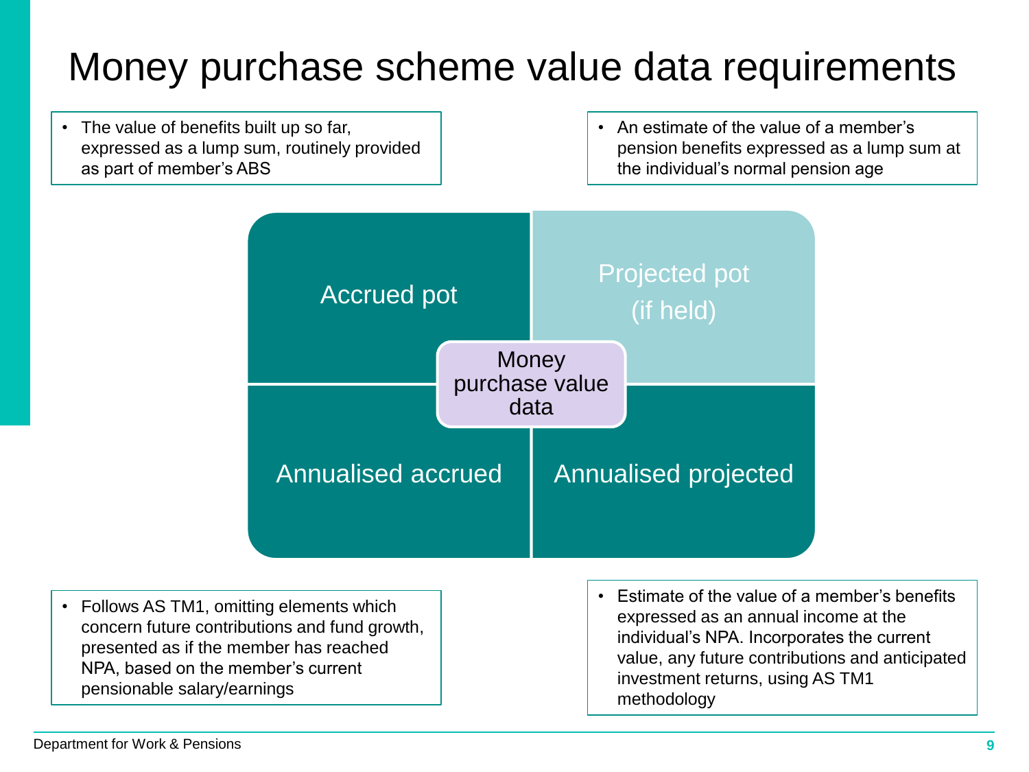# Money purchase scheme value data requirements

**Money purchase value data**

**Accrued pot**

- The value of benefits built up so far, expressed as a lump sum, routinely provided as part of member's ABS

**Projected pot (if held)**

- An estimate of the value of a member's pension benefits expressed as a lump sum at the individual's normal pension age

**Annualised accrued**

- Follows AS TM1, omitting elements which concern future contributions and fund growth, presented as if the member has reached NPA, based on the member's current pensionable salary/earnings

**Annualised projected**

- Estimate of the value of a member's benefits expressed as an annual income at the individual's NPA. Incorporates the current value, any future contributions and anticipated investment returns, using AS TM1 methodology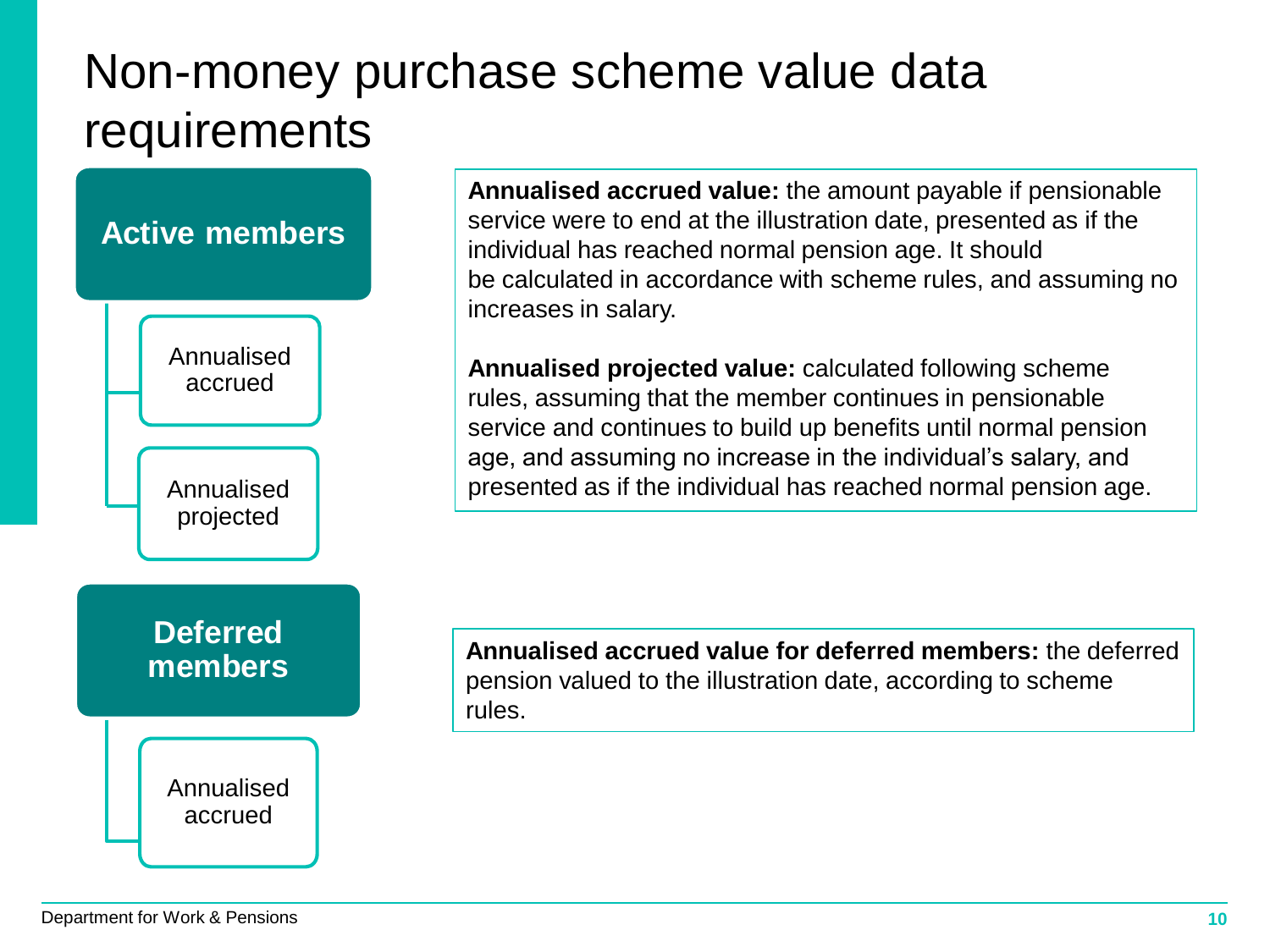# Non-money purchase scheme value data requirements

## Active members

- Annualised accrued
- Annualised projected

**Annualised accrued value:** the amount payable if pensionable service were to end at the illustration date, presented as if the individual has reached normal pension age. It should be calculated in accordance with scheme rules, and assuming no increases in salary.

**Annualised projected value:** calculated following scheme rules, assuming that the member continues in pensionable service and continues to build up benefits until normal pension age, and assuming no increase in the individual's salary, and presented as if the individual has reached normal pension age.

## Deferred members

- Annualised accrued

**Annualised accrued value for deferred members:** the deferred pension valued to the illustration date, according to scheme rules.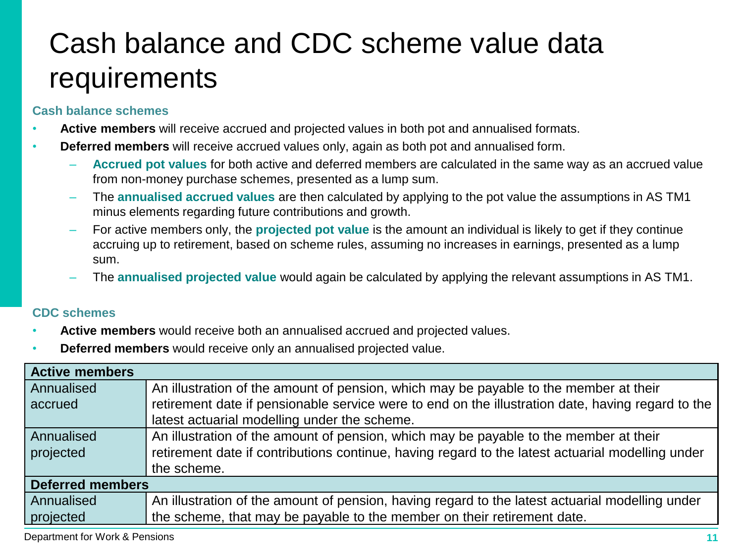# Cash balance and CDC scheme value data requirements

### Cash balance schemes

- **Active members** will receive accrued and projected values in both pot and annualised formats.
- **Deferred members** will receive accrued values only, again as both pot and annualised form.
  - **Accrued pot values** for both active and deferred members are calculated in the same way as an accrued value from non-money purchase schemes, presented as a lump sum.
  - The **annualised accrued values** are then calculated by applying to the pot value the assumptions in AS TM1 minus elements regarding future contributions and growth.
  - For active members only, the **projected pot value** is the amount an individual is likely to get if they continue accruing up to retirement, based on scheme rules, assuming no increases in earnings, presented as a lump sum.
  - The **annualised projected value** would again be calculated by applying the relevant assumptions in AS TM1.

### CDC schemes

- **Active members** would receive both an annualised accrued and projected values.
- **Deferred members** would receive only an annualised projected value.

| **Active members** | |
|---|---|
| Annualised accrued | An illustration of the amount of pension, which may be payable to the member at their retirement date if pensionable service were to end on the illustration date, having regard to the latest actuarial modelling under the scheme. |
| Annualised projected | An illustration of the amount of pension, which may be payable to the member at their retirement date if contributions continue, having regard to the latest actuarial modelling under the scheme. |
| **Deferred members** | |
| Annualised projected | An illustration of the amount of pension, having regard to the latest actuarial modelling under the scheme, that may be payable to the member on their retirement date. |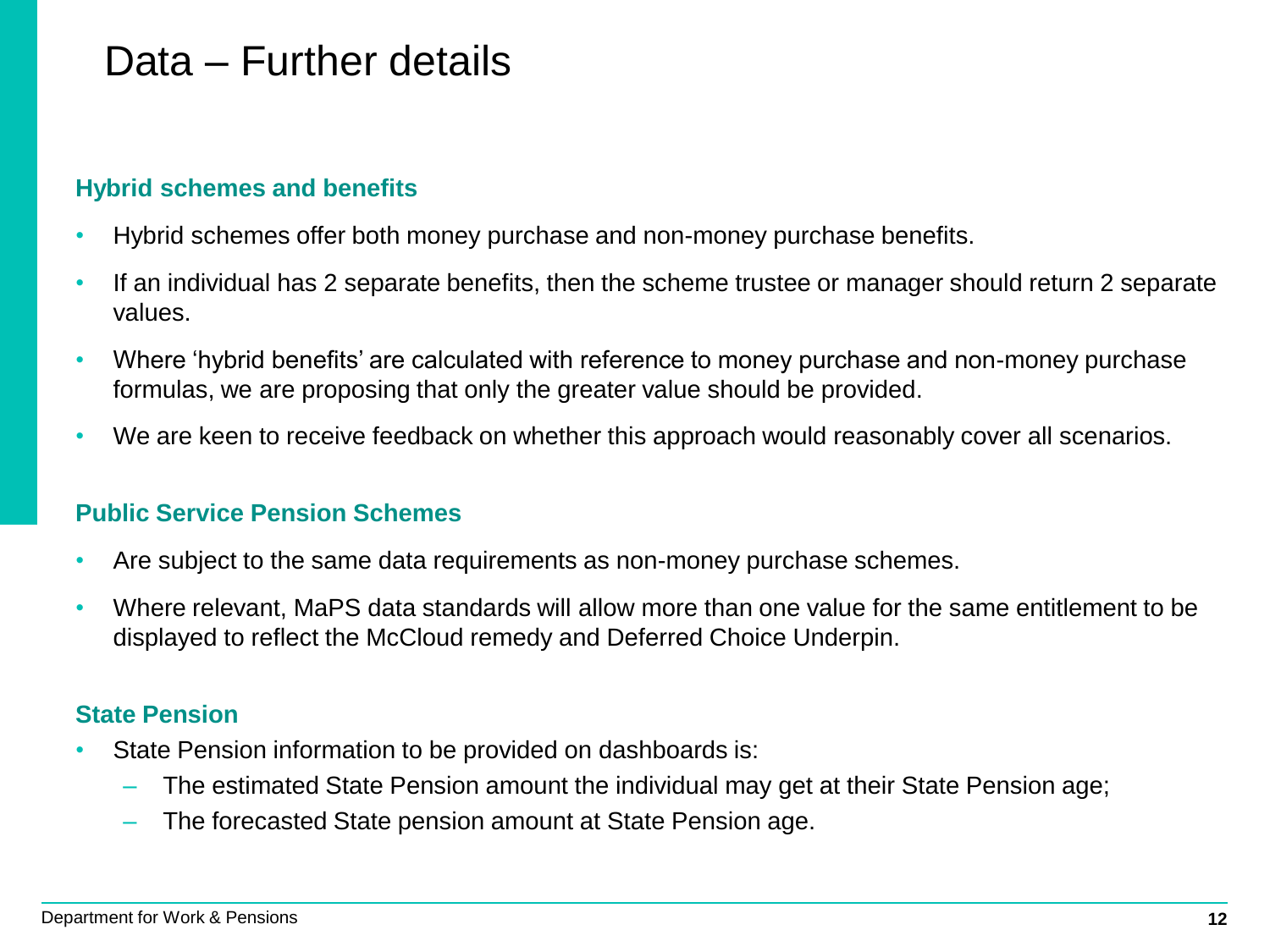# Data – Further details

### Hybrid schemes and benefits

- Hybrid schemes offer both money purchase and non-money purchase benefits.
- If an individual has 2 separate benefits, then the scheme trustee or manager should return 2 separate values.
- Where 'hybrid benefits' are calculated with reference to money purchase and non-money purchase formulas, we are proposing that only the greater value should be provided.
- We are keen to receive feedback on whether this approach would reasonably cover all scenarios.

### Public Service Pension Schemes

- Are subject to the same data requirements as non-money purchase schemes.
- Where relevant, MaPS data standards will allow more than one value for the same entitlement to be displayed to reflect the McCloud remedy and Deferred Choice Underpin.

### State Pension

- State Pension information to be provided on dashboards is:
  - The estimated State Pension amount the individual may get at their State Pension age;
  - The forecasted State pension amount at State Pension age.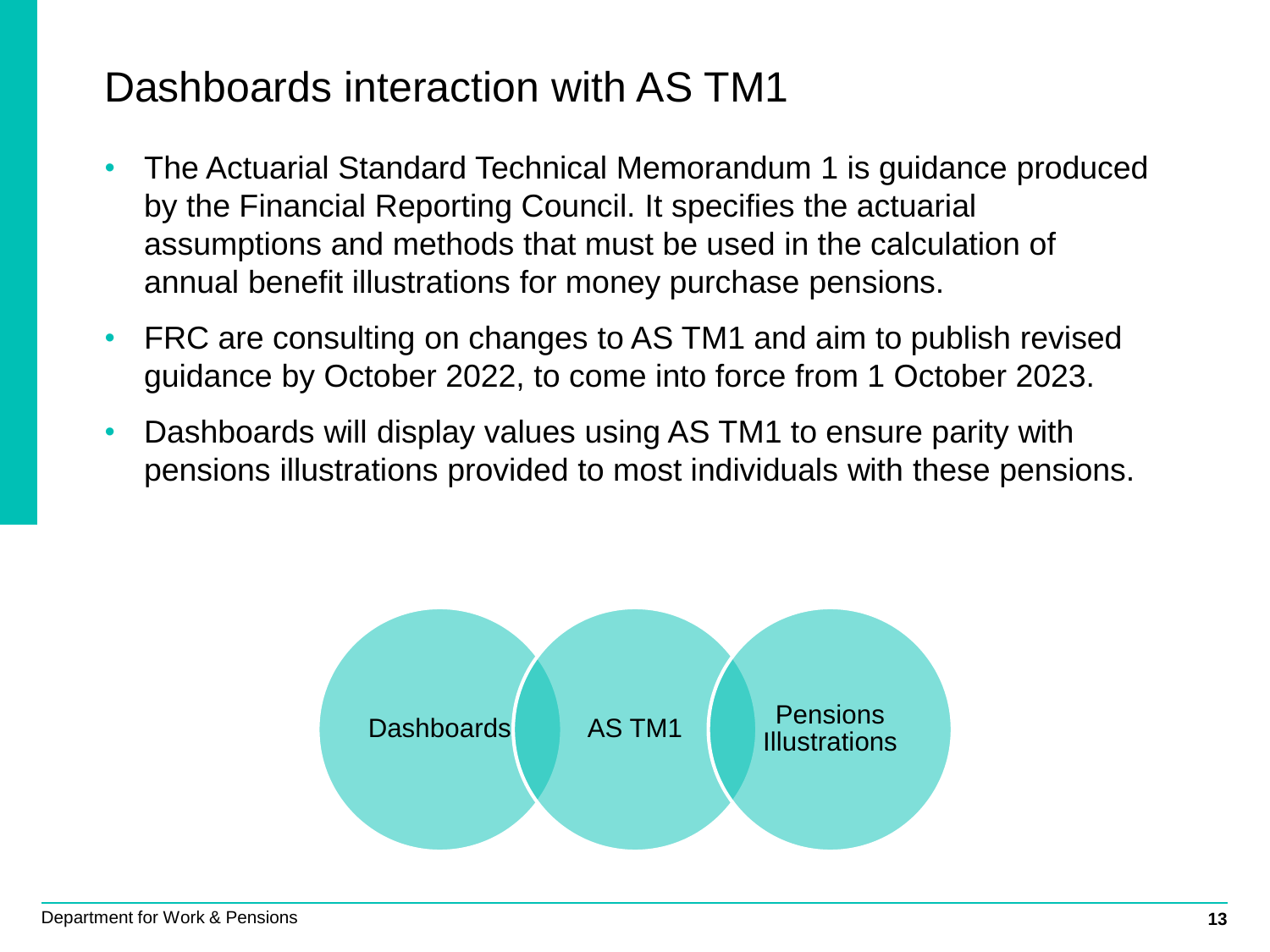# Dashboards interaction with AS TM1

- The Actuarial Standard Technical Memorandum 1 is guidance produced by the Financial Reporting Council. It specifies the actuarial assumptions and methods that must be used in the calculation of annual benefit illustrations for money purchase pensions.
- FRC are consulting on changes to AS TM1 and aim to publish revised guidance by October 2022, to come into force from 1 October 2023.
- Dashboards will display values using AS TM1 to ensure parity with pensions illustrations provided to most individuals with these pensions.

Dashboards

AS TM1

Pensions Illustrations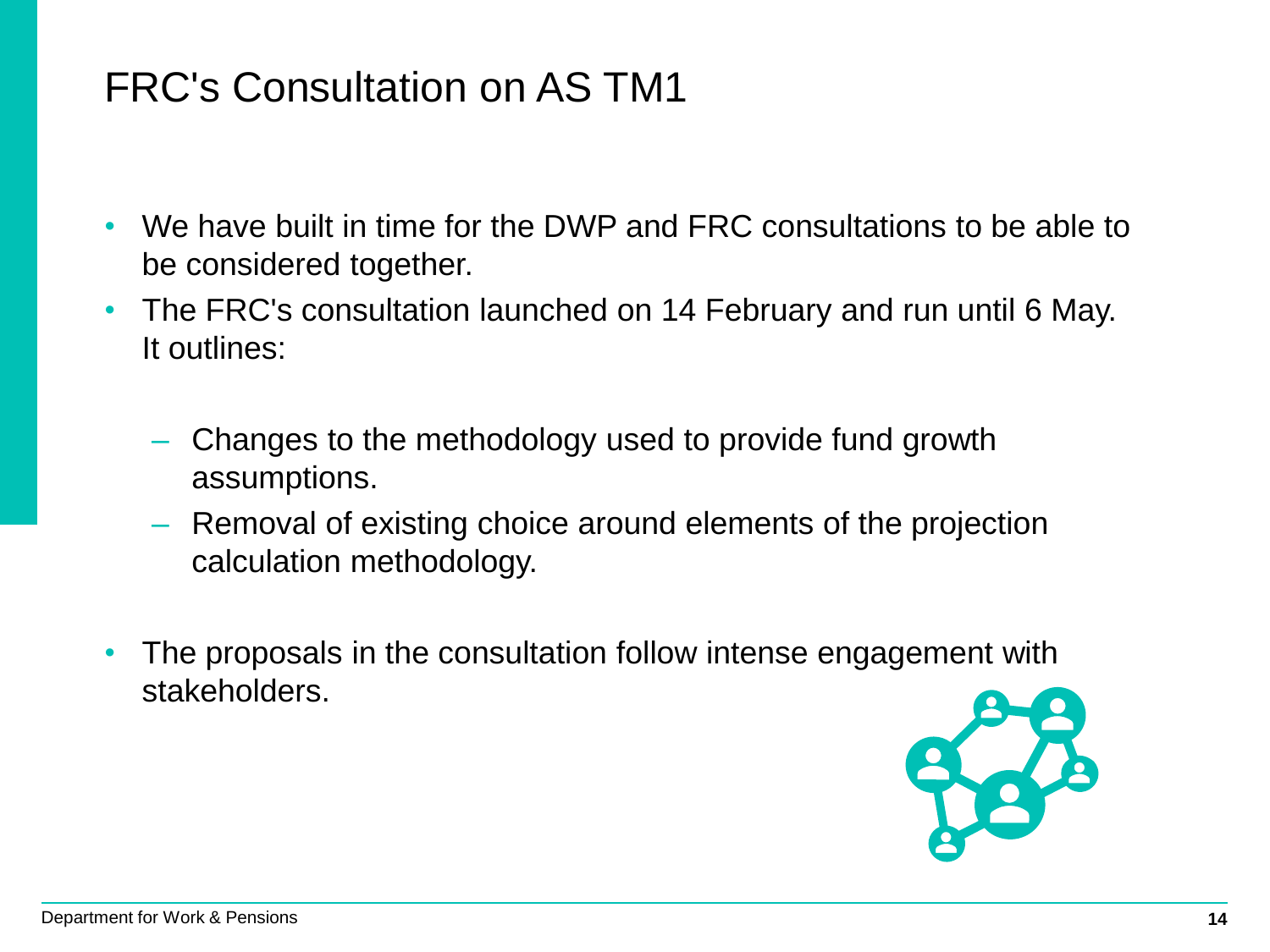# FRC's Consultation on AS TM1

- We have built in time for the DWP and FRC consultations to be able to be considered together.
- The FRC's consultation launched on 14 February and run until 6 May. It outlines:
  - Changes to the methodology used to provide fund growth assumptions.
  - Removal of existing choice around elements of the projection calculation methodology.
- The proposals in the consultation follow intense engagement with stakeholders.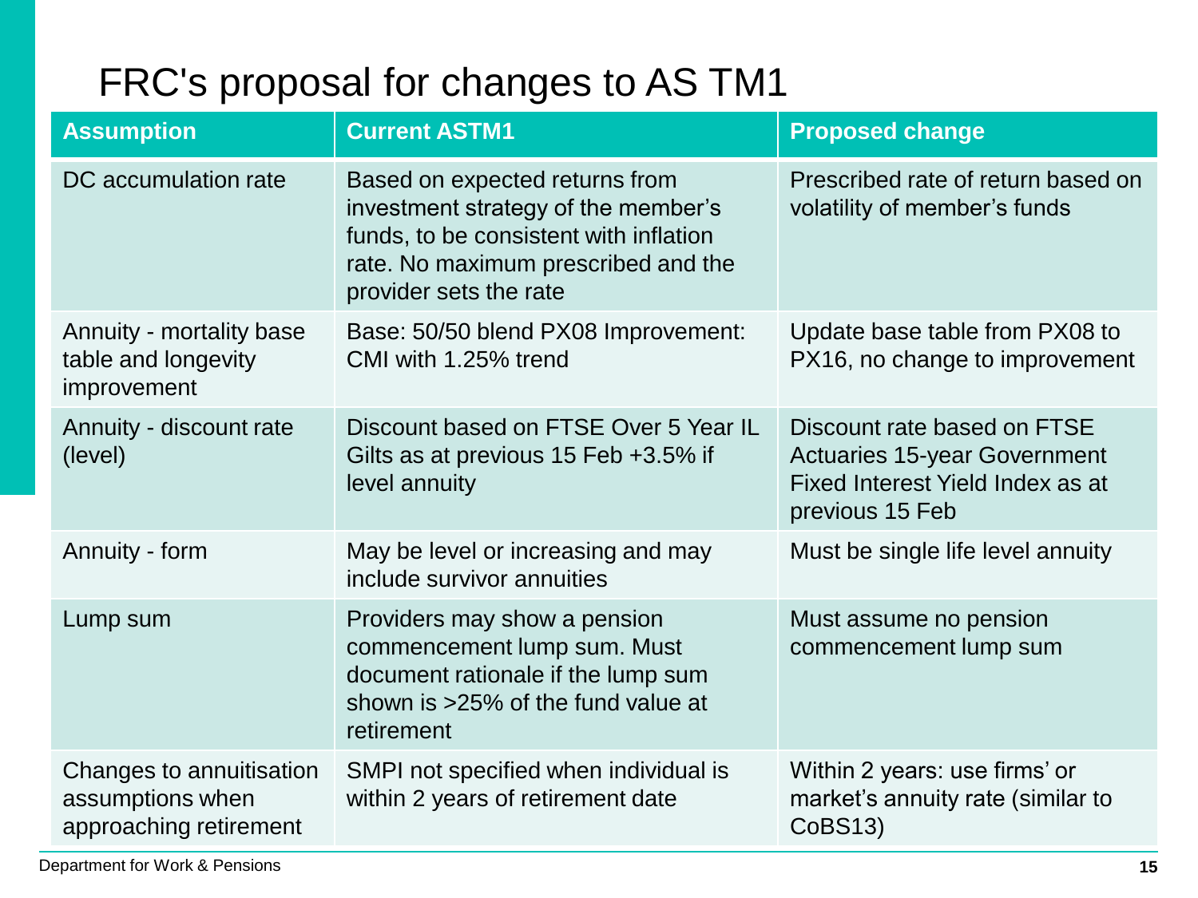# FRC's proposal for changes to AS TM1

| Assumption | Current ASTM1 | Proposed change |
| --- | --- | --- |
| DC accumulation rate | Based on expected returns from investment strategy of the member's funds, to be consistent with inflation rate. No maximum prescribed and the provider sets the rate | Prescribed rate of return based on volatility of member's funds |
| Annuity - mortality base table and longevity improvement | Base: 50/50 blend PX08 Improvement: CMI with 1.25% trend | Update base table from PX08 to PX16, no change to improvement |
| Annuity - discount rate (level) | Discount based on FTSE Over 5 Year IL Gilts as at previous 15 Feb +3.5% if level annuity | Discount rate based on FTSE Actuaries 15-year Government Fixed Interest Yield Index as at previous 15 Feb |
| Annuity - form | May be level or increasing and may include survivor annuities | Must be single life level annuity |
| Lump sum | Providers may show a pension commencement lump sum. Must document rationale if the lump sum shown is >25% of the fund value at retirement | Must assume no pension commencement lump sum |
| Changes to annuitisation assumptions when approaching retirement | SMPI not specified when individual is within 2 years of retirement date | Within 2 years: use firms' or market's annuity rate (similar to CoBS13) |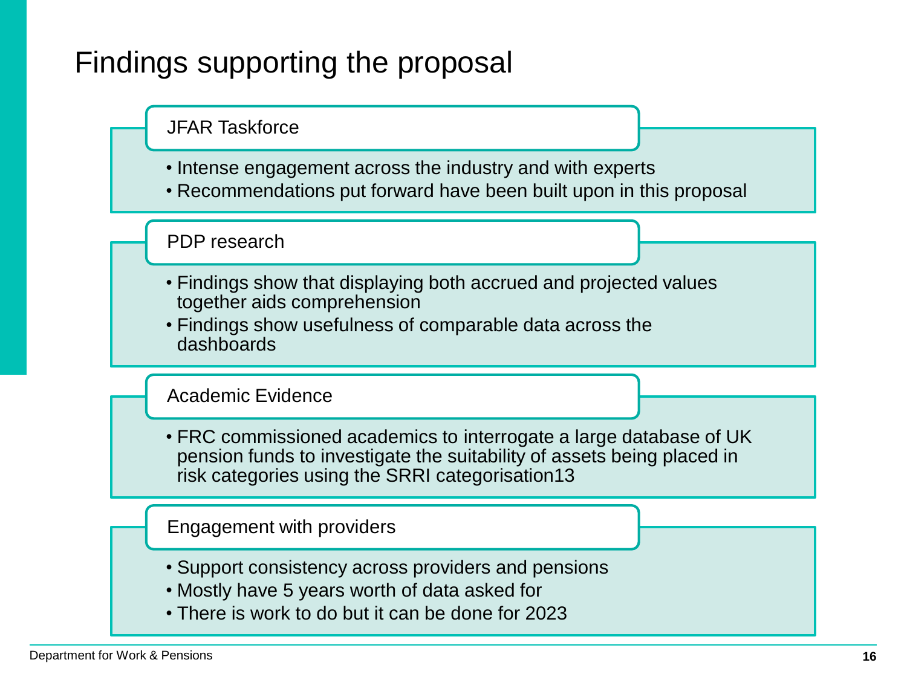# Findings supporting the proposal

### JFAR Taskforce

- Intense engagement across the industry and with experts
- Recommendations put forward have been built upon in this proposal

### PDP research

- Findings show that displaying both accrued and projected values together aids comprehension
- Findings show usefulness of comparable data across the dashboards

### Academic Evidence

- FRC commissioned academics to interrogate a large database of UK pension funds to investigate the suitability of assets being placed in risk categories using the SRRI categorisation13

### Engagement with providers

- Support consistency across providers and pensions
- Mostly have 5 years worth of data asked for
- There is work to do but it can be done for 2023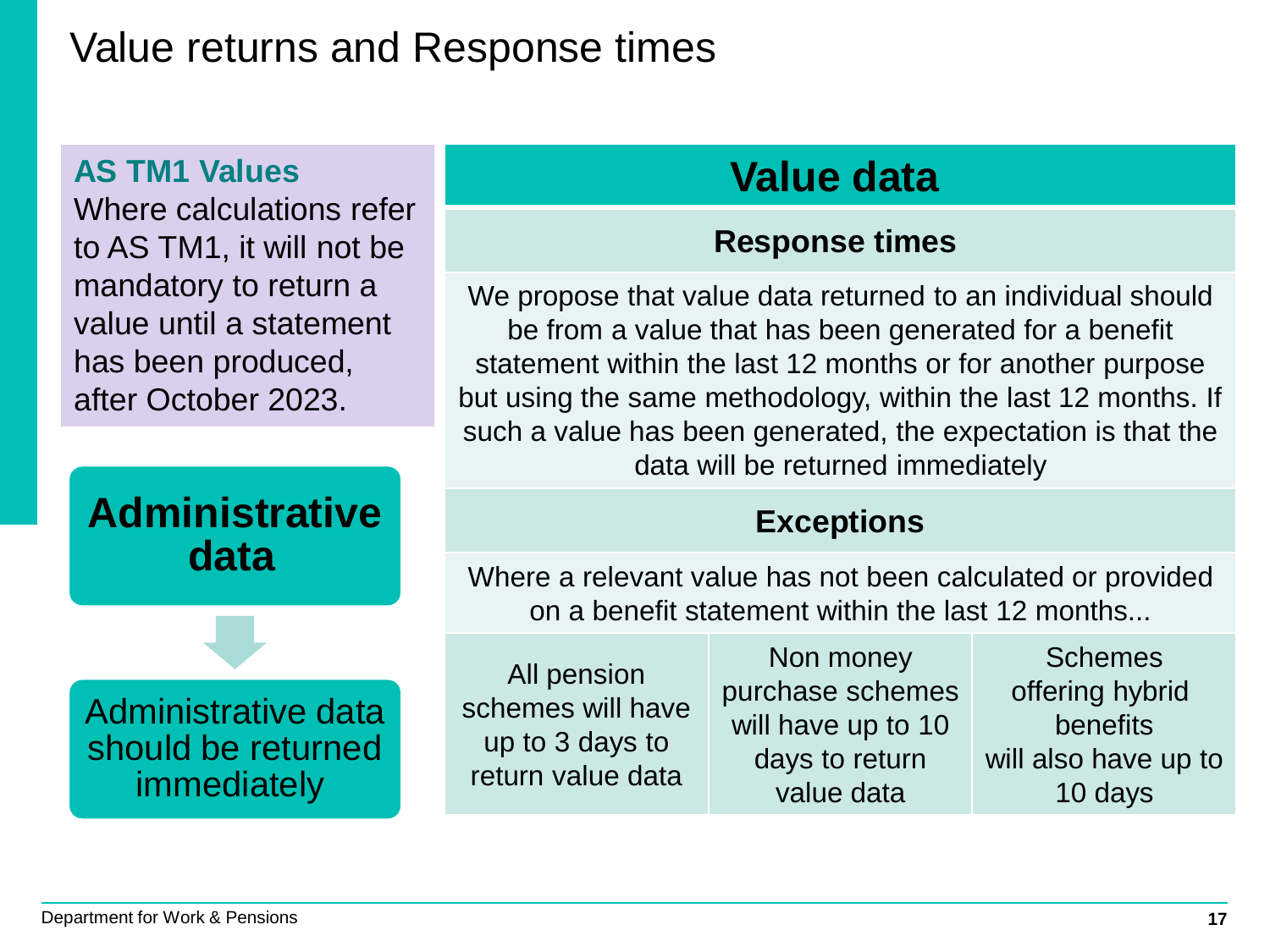# Value returns and Response times

**AS TM1 Values**

Where calculations refer to AS TM1, it will not be mandatory to return a value until a statement has been produced, after October 2023.

## Administrative data

Administrative data should be returned immediately

## Value data

### Response times

We propose that value data returned to an individual should be from a value that has been generated for a benefit statement within the last 12 months or for another purpose but using the same methodology, within the last 12 months. If such a value has been generated, the expectation is that the data will be returned immediately

### Exceptions

Where a relevant value has not been calculated or provided on a benefit statement within the last 12 months...

- All pension schemes will have up to 3 days to return value data
- Non money purchase schemes will have up to 10 days to return value data
- Schemes offering hybrid benefits will also have up to 10 days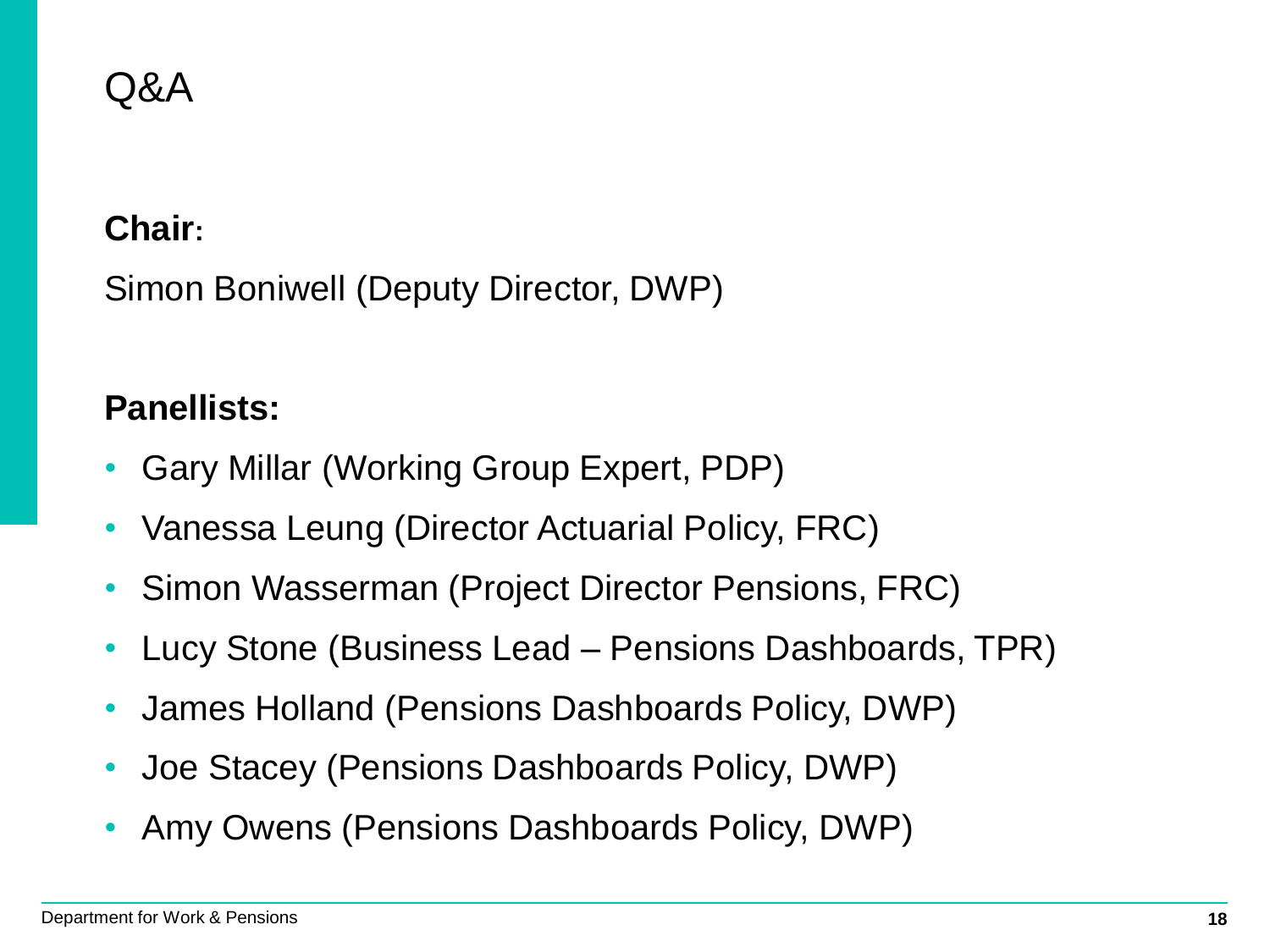# Q&A

**Chair:**

Simon Boniwell (Deputy Director, DWP)

**Panellists:**

- Gary Millar (Working Group Expert, PDP)
- Vanessa Leung (Director Actuarial Policy, FRC)
- Simon Wasserman (Project Director Pensions, FRC)
- Lucy Stone (Business Lead – Pensions Dashboards, TPR)
- James Holland (Pensions Dashboards Policy, DWP)
- Joe Stacey (Pensions Dashboards Policy, DWP)
- Amy Owens (Pensions Dashboards Policy, DWP)